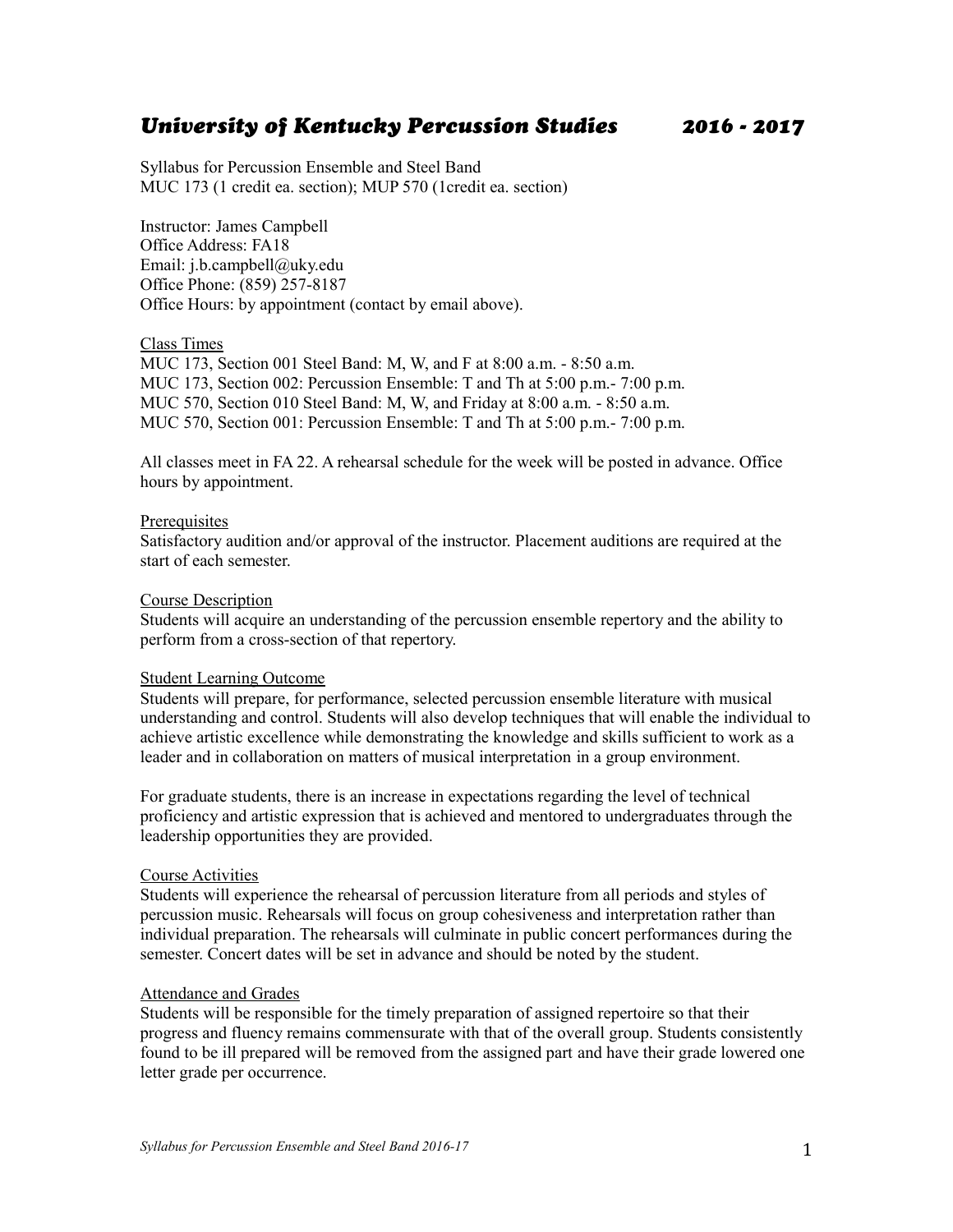# *University of Kentucky Percussion Studies 2016 - 2017*

Syllabus for Percussion Ensemble and Steel Band
MUC 173 (1 credit ea. section); MUP 570 (1credit ea. section)

Instructor: James Campbell
Office Address: FA18
Email: j.b.campbell@uky.edu
Office Phone: (859) 257-8187
Office Hours: by appointment (contact by email above).

## Class Times

MUC 173, Section 001 Steel Band: M, W, and F at 8:00 a.m. - 8:50 a.m.
MUC 173, Section 002: Percussion Ensemble: T and Th at 5:00 p.m.- 7:00 p.m.
MUC 570, Section 010 Steel Band: M, W, and Friday at 8:00 a.m. - 8:50 a.m.
MUC 570, Section 001: Percussion Ensemble: T and Th at 5:00 p.m.- 7:00 p.m.

All classes meet in FA 22. A rehearsal schedule for the week will be posted in advance. Office hours by appointment.

## Prerequisites

Satisfactory audition and/or approval of the instructor. Placement auditions are required at the start of each semester.

## Course Description

Students will acquire an understanding of the percussion ensemble repertory and the ability to perform from a cross-section of that repertory.

## Student Learning Outcome

Students will prepare, for performance, selected percussion ensemble literature with musical understanding and control. Students will also develop techniques that will enable the individual to achieve artistic excellence while demonstrating the knowledge and skills sufficient to work as a leader and in collaboration on matters of musical interpretation in a group environment.

For graduate students, there is an increase in expectations regarding the level of technical proficiency and artistic expression that is achieved and mentored to undergraduates through the leadership opportunities they are provided.

## Course Activities

Students will experience the rehearsal of percussion literature from all periods and styles of percussion music. Rehearsals will focus on group cohesiveness and interpretation rather than individual preparation. The rehearsals will culminate in public concert performances during the semester. Concert dates will be set in advance and should be noted by the student.

## Attendance and Grades

Students will be responsible for the timely preparation of assigned repertoire so that their progress and fluency remains commensurate with that of the overall group. Students consistently found to be ill prepared will be removed from the assigned part and have their grade lowered one letter grade per occurrence.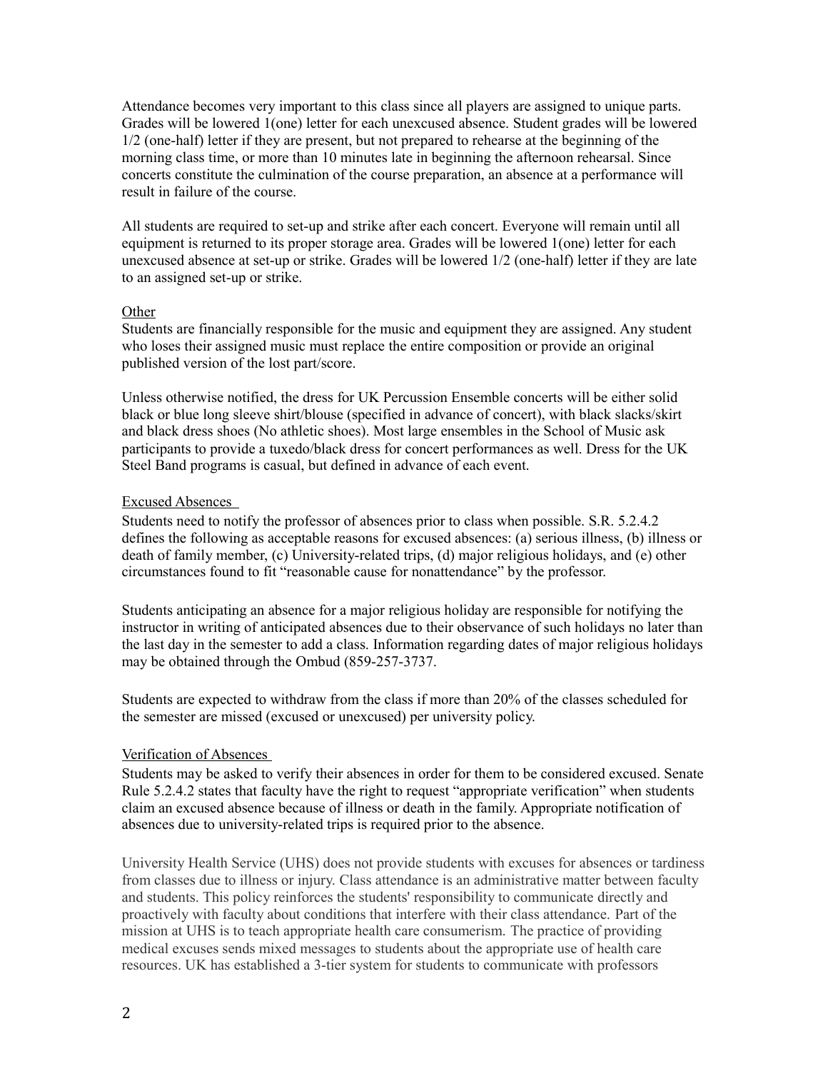Attendance becomes very important to this class since all players are assigned to unique parts. Grades will be lowered 1(one) letter for each unexcused absence. Student grades will be lowered 1/2 (one-half) letter if they are present, but not prepared to rehearse at the beginning of the morning class time, or more than 10 minutes late in beginning the afternoon rehearsal. Since concerts constitute the culmination of the course preparation, an absence at a performance will result in failure of the course.

All students are required to set-up and strike after each concert. Everyone will remain until all equipment is returned to its proper storage area. Grades will be lowered 1(one) letter for each unexcused absence at set-up or strike. Grades will be lowered 1/2 (one-half) letter if they are late to an assigned set-up or strike.

<u>Other</u>

Students are financially responsible for the music and equipment they are assigned. Any student who loses their assigned music must replace the entire composition or provide an original published version of the lost part/score.

Unless otherwise notified, the dress for UK Percussion Ensemble concerts will be either solid black or blue long sleeve shirt/blouse (specified in advance of concert), with black slacks/skirt and black dress shoes (No athletic shoes). Most large ensembles in the School of Music ask participants to provide a tuxedo/black dress for concert performances as well. Dress for the UK Steel Band programs is casual, but defined in advance of each event.

<u>Excused Absences</u>

Students need to notify the professor of absences prior to class when possible. S.R. 5.2.4.2 defines the following as acceptable reasons for excused absences: (a) serious illness, (b) illness or death of family member, (c) University-related trips, (d) major religious holidays, and (e) other circumstances found to fit "reasonable cause for nonattendance" by the professor.

Students anticipating an absence for a major religious holiday are responsible for notifying the instructor in writing of anticipated absences due to their observance of such holidays no later than the last day in the semester to add a class. Information regarding dates of major religious holidays may be obtained through the Ombud (859-257-3737.

Students are expected to withdraw from the class if more than 20% of the classes scheduled for the semester are missed (excused or unexcused) per university policy.

<u>Verification of Absences</u>

Students may be asked to verify their absences in order for them to be considered excused. Senate Rule 5.2.4.2 states that faculty have the right to request "appropriate verification" when students claim an excused absence because of illness or death in the family. Appropriate notification of absences due to university-related trips is required prior to the absence.

University Health Service (UHS) does not provide students with excuses for absences or tardiness from classes due to illness or injury. Class attendance is an administrative matter between faculty and students. This policy reinforces the students' responsibility to communicate directly and proactively with faculty about conditions that interfere with their class attendance. Part of the mission at UHS is to teach appropriate health care consumerism. The practice of providing medical excuses sends mixed messages to students about the appropriate use of health care resources. UK has established a 3-tier system for students to communicate with professors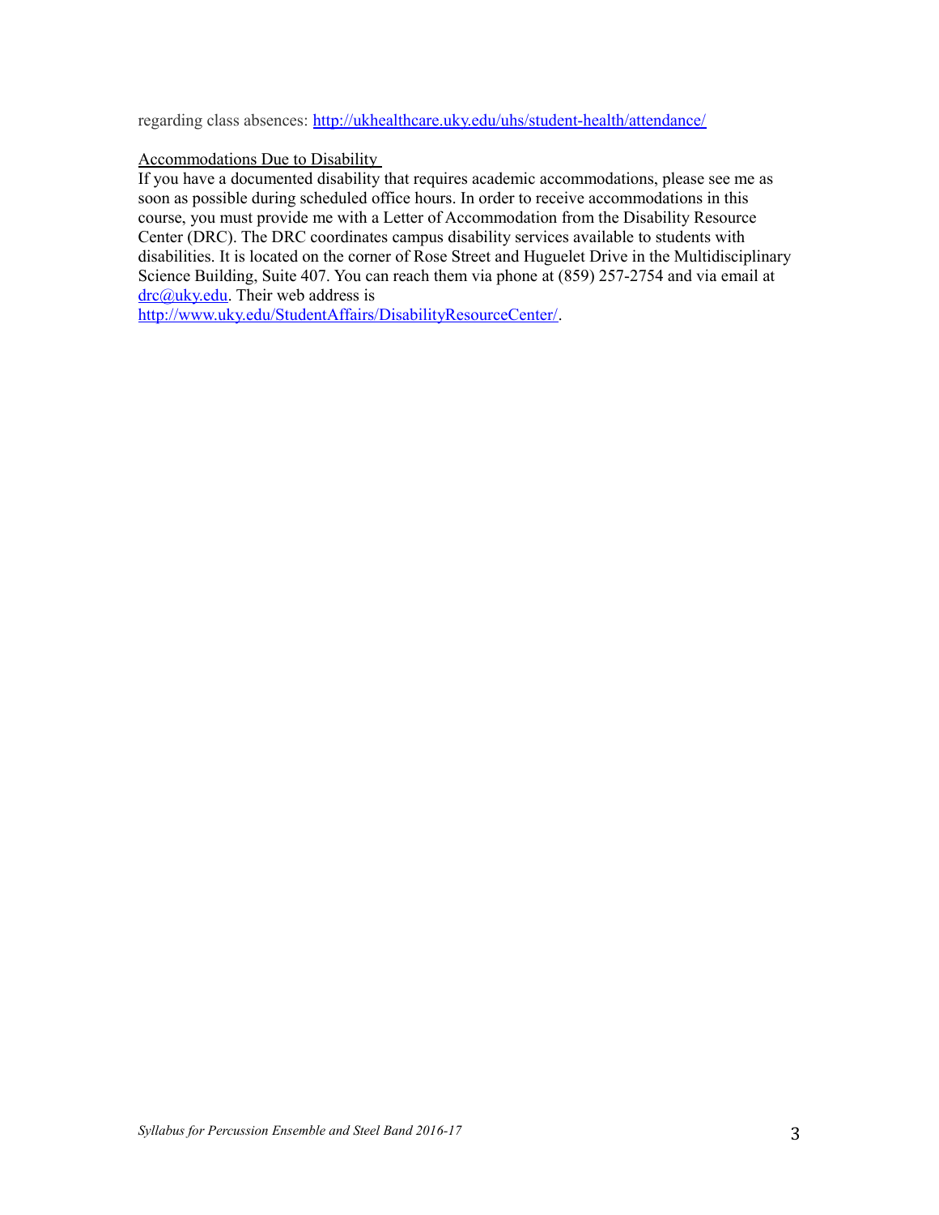regarding class absences: http://ukhealthcare.uky.edu/uhs/student-health/attendance/

Accommodations Due to Disability

If you have a documented disability that requires academic accommodations, please see me as soon as possible during scheduled office hours. In order to receive accommodations in this course, you must provide me with a Letter of Accommodation from the Disability Resource Center (DRC). The DRC coordinates campus disability services available to students with disabilities. It is located on the corner of Rose Street and Huguelet Drive in the Multidisciplinary Science Building, Suite 407. You can reach them via phone at (859) 257-2754 and via email at drc@uky.edu. Their web address is http://www.uky.edu/StudentAffairs/DisabilityResourceCenter/.